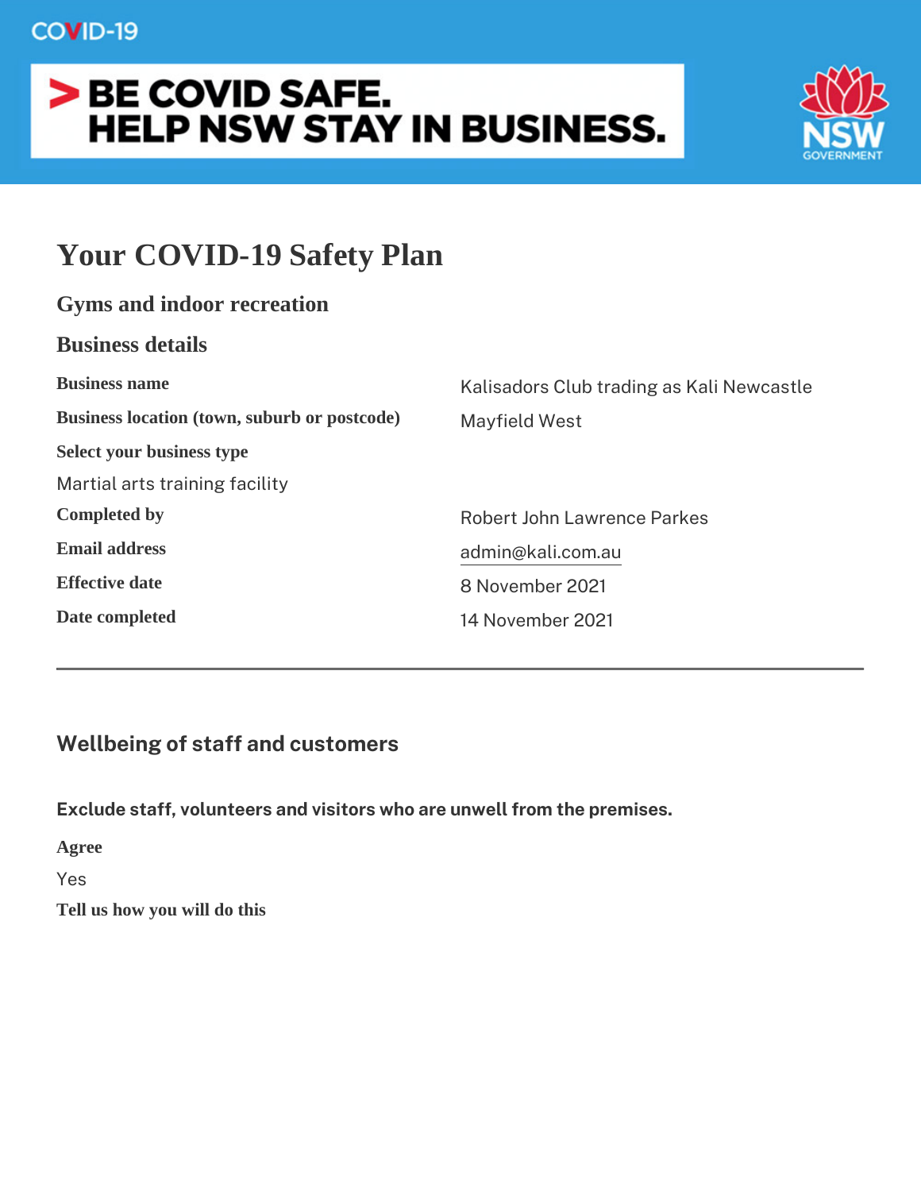COVID-19

**BE COVID SAFE. HELP NSW STAY IN BUSINESS.**

NSW GOVERNMENT

# Your COVID-19 Safety Plan

## Gyms and indoor recreation

## Business details

**Business name**

Kalisadors Club trading as Kali Newcastle

**Business location (town, suburb or postcode)**

Mayfield West

**Select your business type**

Martial arts training facility

**Completed by**

Robert John Lawrence Parkes

**Email address**

admin@kali.com.au

**Effective date**

8 November 2021

**Date completed**

14 November 2021

---

## Wellbeing of staff and customers

**Exclude staff, volunteers and visitors who are unwell from the premises.**

**Agree**

Yes

**Tell us how you will do this**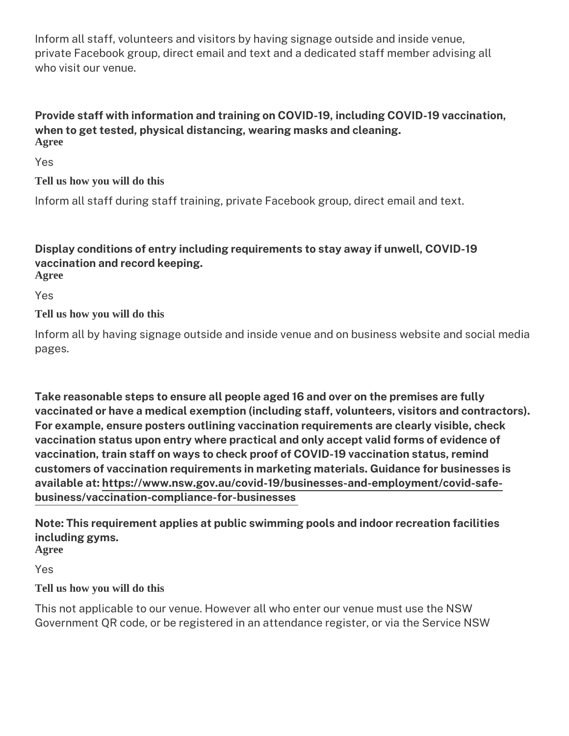Inform all staff, volunteers and visitors by having signage outside and inside venue, private Facebook group, direct email and text and a dedicated staff member advising all who visit our venue.

**Provide staff with information and training on COVID-19, including COVID-19 vaccination, when to get tested, physical distancing, wearing masks and cleaning.**
**Agree**

Yes

**Tell us how you will do this**

Inform all staff during staff training, private Facebook group, direct email and text.

**Display conditions of entry including requirements to stay away if unwell, COVID-19 vaccination and record keeping.**
**Agree**

Yes

**Tell us how you will do this**

Inform all by having signage outside and inside venue and on business website and social media pages.

**Take reasonable steps to ensure all people aged 16 and over on the premises are fully vaccinated or have a medical exemption (including staff, volunteers, visitors and contractors). For example, ensure posters outlining vaccination requirements are clearly visible, check vaccination status upon entry where practical and only accept valid forms of evidence of vaccination, train staff on ways to check proof of COVID-19 vaccination status, remind customers of vaccination requirements in marketing materials. Guidance for businesses is available at: https://www.nsw.gov.au/covid-19/businesses-and-employment/covid-safe-business/vaccination-compliance-for-businesses**

**Note: This requirement applies at public swimming pools and indoor recreation facilities including gyms.**
**Agree**

Yes

**Tell us how you will do this**

This not applicable to our venue. However all who enter our venue must use the NSW Government QR code, or be registered in an attendance register, or via the Service NSW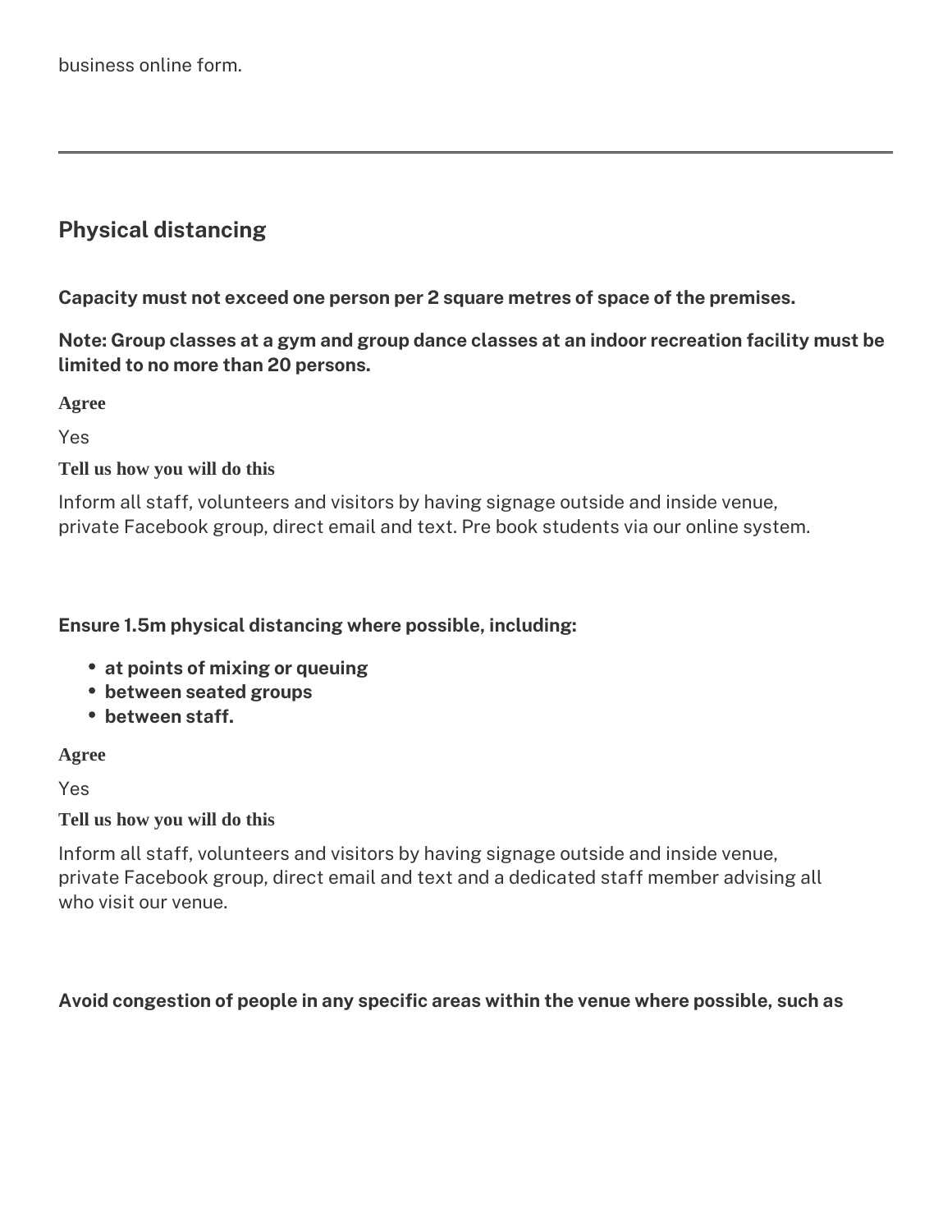business online form.

---

## Physical distancing

**Capacity must not exceed one person per 2 square metres of space of the premises.**

**Note: Group classes at a gym and group dance classes at an indoor recreation facility must be limited to no more than 20 persons.**

**Agree**

Yes

**Tell us how you will do this**

Inform all staff, volunteers and visitors by having signage outside and inside venue, private Facebook group, direct email and text. Pre book students via our online system.

**Ensure 1.5m physical distancing where possible, including:**

- **at points of mixing or queuing**
- **between seated groups**
- **between staff.**

**Agree**

Yes

**Tell us how you will do this**

Inform all staff, volunteers and visitors by having signage outside and inside venue, private Facebook group, direct email and text and a dedicated staff member advising all who visit our venue.

**Avoid congestion of people in any specific areas within the venue where possible, such as**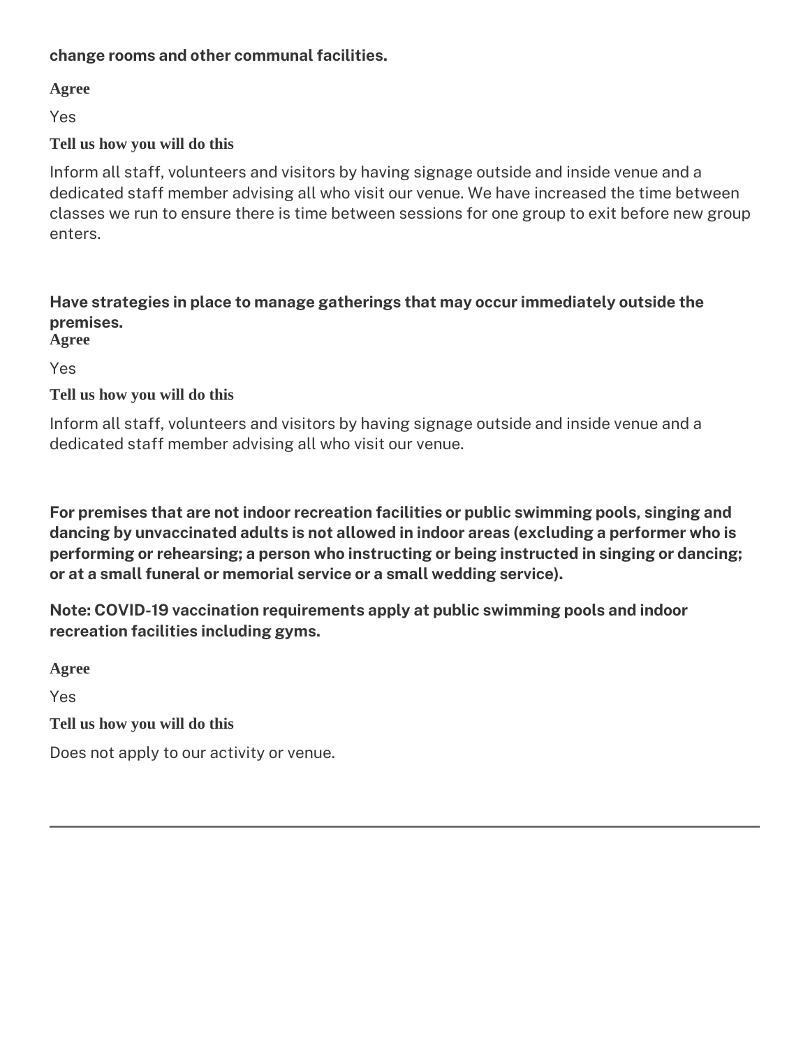**change rooms and other communal facilities.**

**Agree**

Yes

**Tell us how you will do this**

Inform all staff, volunteers and visitors by having signage outside and inside venue and a dedicated staff member advising all who visit our venue. We have increased the time between classes we run to ensure there is time between sessions for one group to exit before new group enters.

**Have strategies in place to manage gatherings that may occur immediately outside the premises.**

**Agree**

Yes

**Tell us how you will do this**

Inform all staff, volunteers and visitors by having signage outside and inside venue and a dedicated staff member advising all who visit our venue.

**For premises that are not indoor recreation facilities or public swimming pools, singing and dancing by unvaccinated adults is not allowed in indoor areas (excluding a performer who is performing or rehearsing; a person who instructing or being instructed in singing or dancing; or at a small funeral or memorial service or a small wedding service).**

**Note: COVID-19 vaccination requirements apply at public swimming pools and indoor recreation facilities including gyms.**

**Agree**

Yes

**Tell us how you will do this**

Does not apply to our activity or venue.

---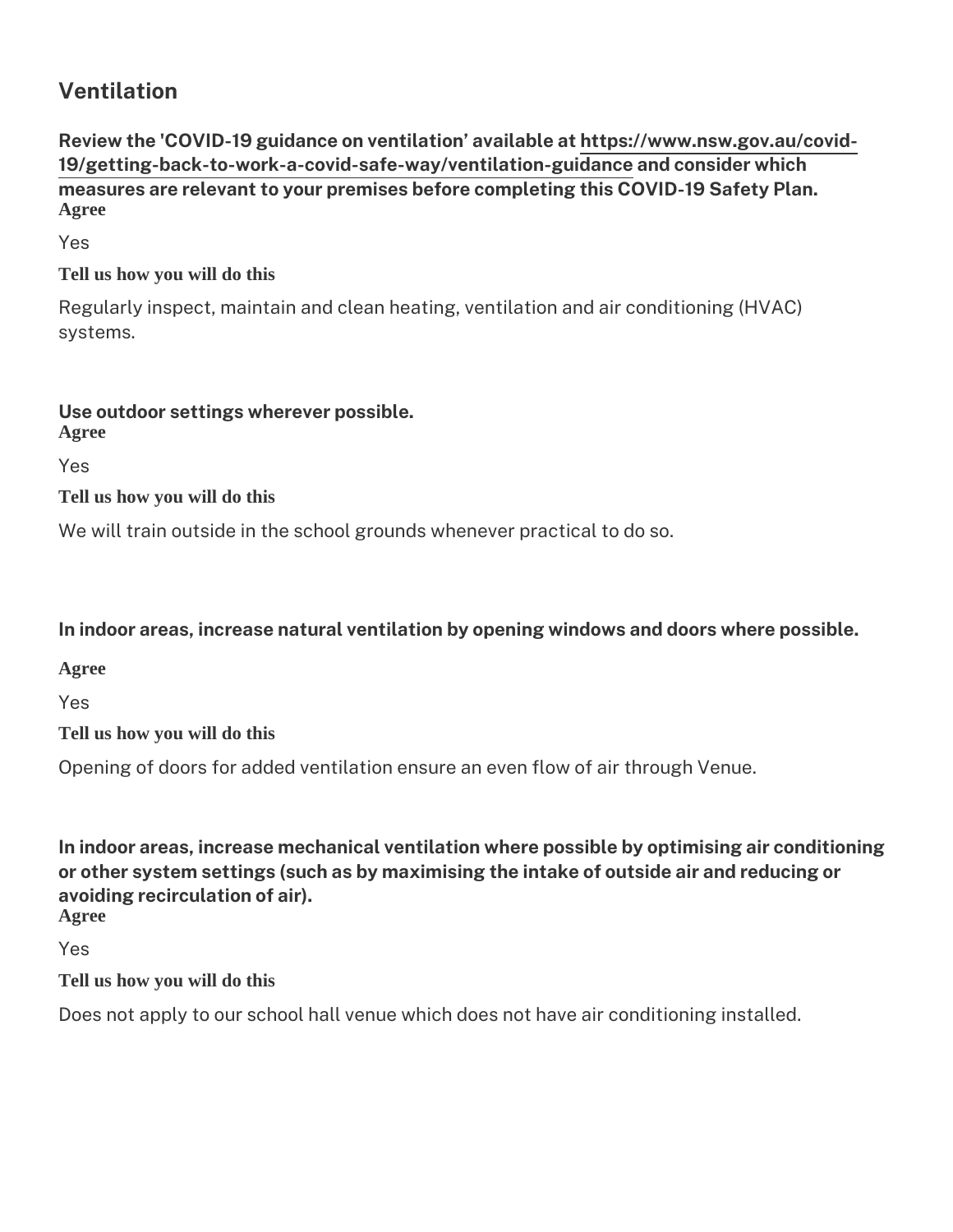## Ventilation

**Review the 'COVID-19 guidance on ventilation' available at [https://www.nsw.gov.au/covid-19/getting-back-to-work-a-covid-safe-way/ventilation-guidance](https://www.nsw.gov.au/covid-19/getting-back-to-work-a-covid-safe-way/ventilation-guidance) and consider which measures are relevant to your premises before completing this COVID-19 Safety Plan.**

**Agree**

Yes

**Tell us how you will do this**

Regularly inspect, maintain and clean heating, ventilation and air conditioning (HVAC) systems.

**Use outdoor settings wherever possible.**

**Agree**

Yes

**Tell us how you will do this**

We will train outside in the school grounds whenever practical to do so.

**In indoor areas, increase natural ventilation by opening windows and doors where possible.**

**Agree**

Yes

**Tell us how you will do this**

Opening of doors for added ventilation ensure an even flow of air through Venue.

**In indoor areas, increase mechanical ventilation where possible by optimising air conditioning or other system settings (such as by maximising the intake of outside air and reducing or avoiding recirculation of air).**

**Agree**

Yes

**Tell us how you will do this**

Does not apply to our school hall venue which does not have air conditioning installed.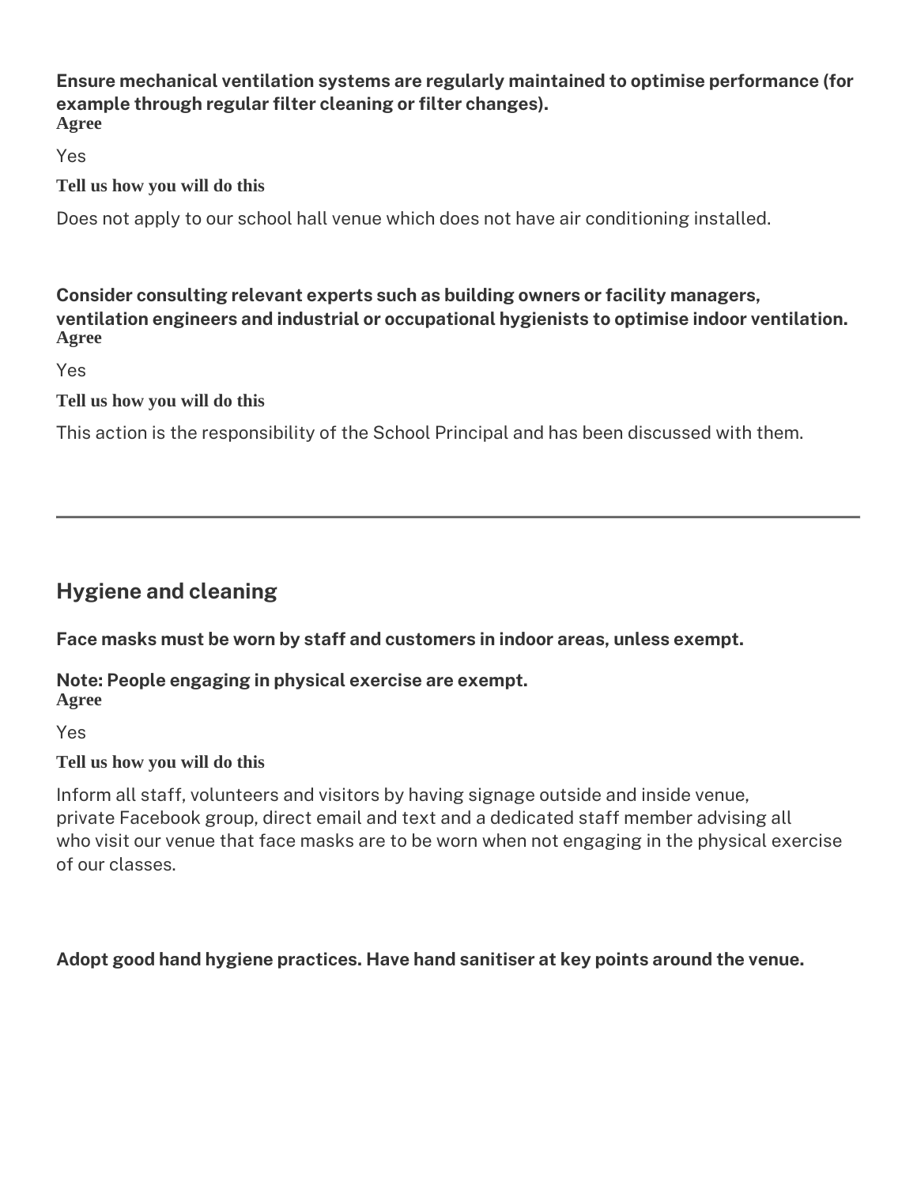**Ensure mechanical ventilation systems are regularly maintained to optimise performance (for example through regular filter cleaning or filter changes).**

**Agree**

Yes

**Tell us how you will do this**

Does not apply to our school hall venue which does not have air conditioning installed.

**Consider consulting relevant experts such as building owners or facility managers, ventilation engineers and industrial or occupational hygienists to optimise indoor ventilation.**

**Agree**

Yes

**Tell us how you will do this**

This action is the responsibility of the School Principal and has been discussed with them.

---

## Hygiene and cleaning

**Face masks must be worn by staff and customers in indoor areas, unless exempt.**

**Note: People engaging in physical exercise are exempt.**

**Agree**

Yes

**Tell us how you will do this**

Inform all staff, volunteers and visitors by having signage outside and inside venue, private Facebook group, direct email and text and a dedicated staff member advising all who visit our venue that face masks are to be worn when not engaging in the physical exercise of our classes.

**Adopt good hand hygiene practices. Have hand sanitiser at key points around the venue.**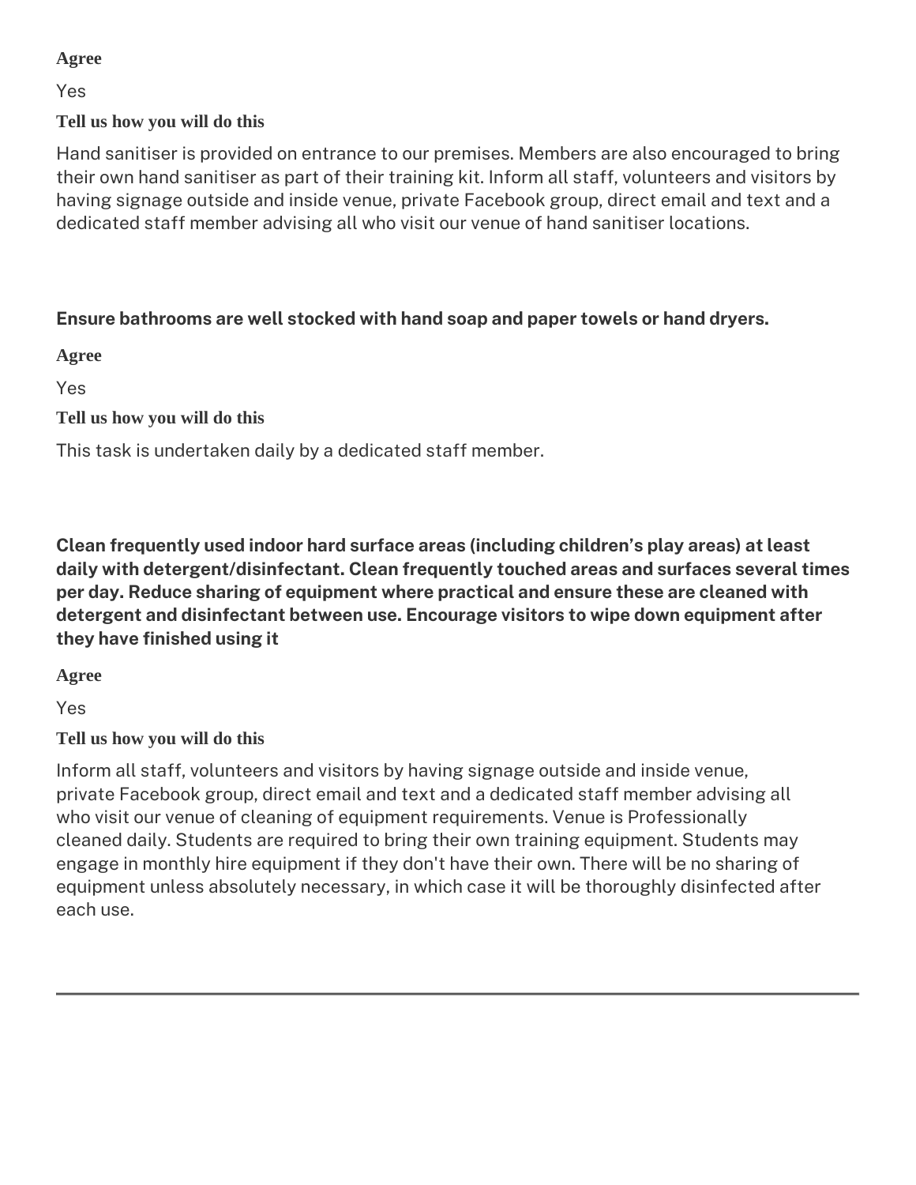**Agree**

Yes

**Tell us how you will do this**

Hand sanitiser is provided on entrance to our premises. Members are also encouraged to bring their own hand sanitiser as part of their training kit. Inform all staff, volunteers and visitors by having signage outside and inside venue, private Facebook group, direct email and text and a dedicated staff member advising all who visit our venue of hand sanitiser locations.

**Ensure bathrooms are well stocked with hand soap and paper towels or hand dryers.**

**Agree**

Yes

**Tell us how you will do this**

This task is undertaken daily by a dedicated staff member.

**Clean frequently used indoor hard surface areas (including children's play areas) at least daily with detergent/disinfectant. Clean frequently touched areas and surfaces several times per day. Reduce sharing of equipment where practical and ensure these are cleaned with detergent and disinfectant between use. Encourage visitors to wipe down equipment after they have finished using it**

**Agree**

Yes

**Tell us how you will do this**

Inform all staff, volunteers and visitors by having signage outside and inside venue, private Facebook group, direct email and text and a dedicated staff member advising all who visit our venue of cleaning of equipment requirements. Venue is Professionally cleaned daily. Students are required to bring their own training equipment. Students may engage in monthly hire equipment if they don't have their own. There will be no sharing of equipment unless absolutely necessary, in which case it will be thoroughly disinfected after each use.

---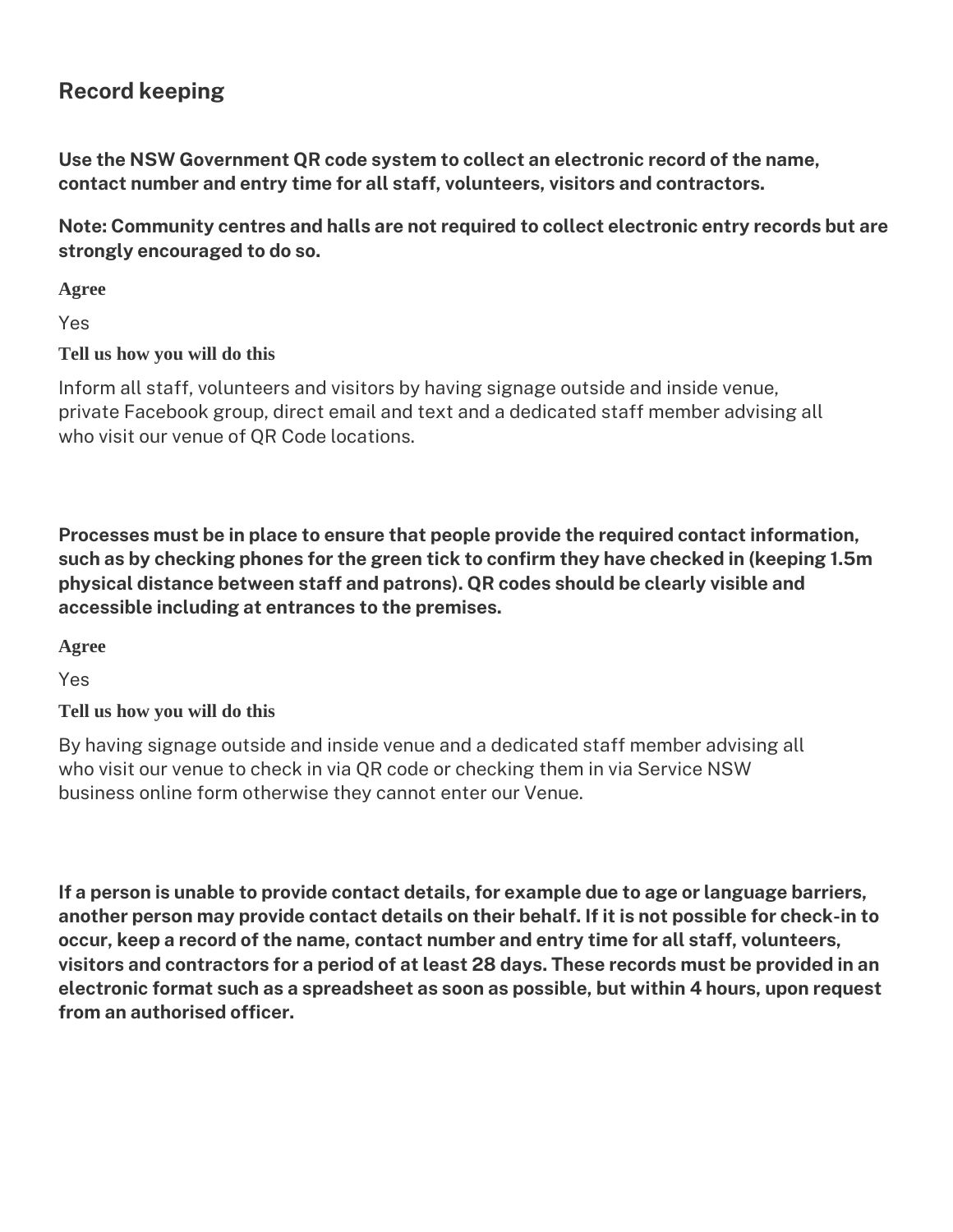## Record keeping

**Use the NSW Government QR code system to collect an electronic record of the name, contact number and entry time for all staff, volunteers, visitors and contractors.**

**Note: Community centres and halls are not required to collect electronic entry records but are strongly encouraged to do so.**

**Agree**

Yes

**Tell us how you will do this**

Inform all staff, volunteers and visitors by having signage outside and inside venue, private Facebook group, direct email and text and a dedicated staff member advising all who visit our venue of QR Code locations.

**Processes must be in place to ensure that people provide the required contact information, such as by checking phones for the green tick to confirm they have checked in (keeping 1.5m physical distance between staff and patrons). QR codes should be clearly visible and accessible including at entrances to the premises.**

**Agree**

Yes

**Tell us how you will do this**

By having signage outside and inside venue and a dedicated staff member advising all who visit our venue to check in via QR code or checking them in via Service NSW business online form otherwise they cannot enter our Venue.

**If a person is unable to provide contact details, for example due to age or language barriers, another person may provide contact details on their behalf. If it is not possible for check-in to occur, keep a record of the name, contact number and entry time for all staff, volunteers, visitors and contractors for a period of at least 28 days. These records must be provided in an electronic format such as a spreadsheet as soon as possible, but within 4 hours, upon request from an authorised officer.**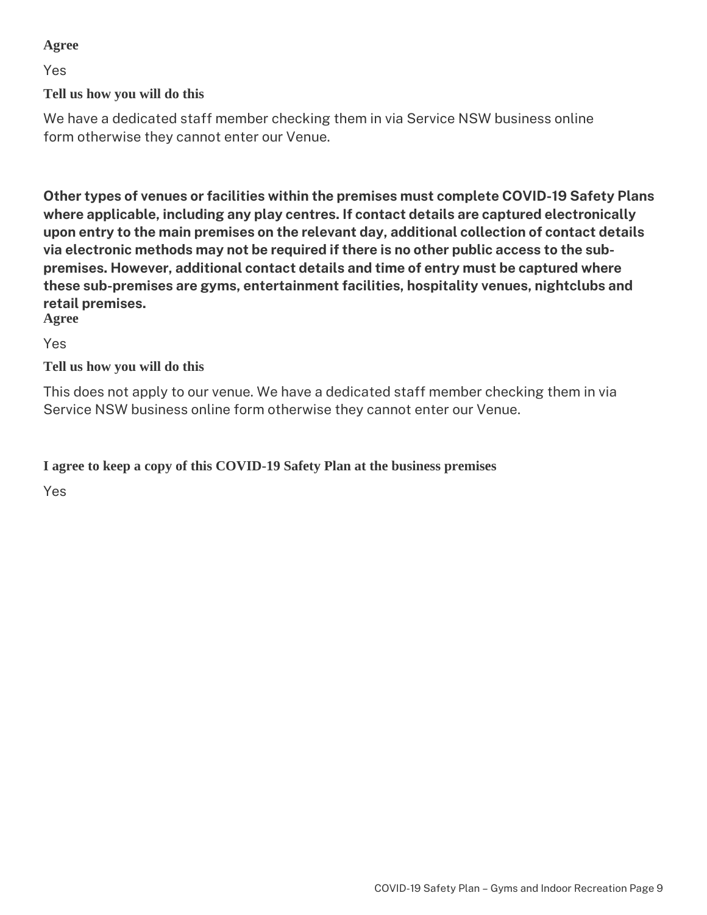**Agree**

Yes

**Tell us how you will do this**

We have a dedicated staff member checking them in via Service NSW business online form otherwise they cannot enter our Venue.

**Other types of venues or facilities within the premises must complete COVID-19 Safety Plans where applicable, including any play centres. If contact details are captured electronically upon entry to the main premises on the relevant day, additional collection of contact details via electronic methods may not be required if there is no other public access to the sub-premises. However, additional contact details and time of entry must be captured where these sub-premises are gyms, entertainment facilities, hospitality venues, nightclubs and retail premises.**

**Agree**

Yes

**Tell us how you will do this**

This does not apply to our venue. We have a dedicated staff member checking them in via Service NSW business online form otherwise they cannot enter our Venue.

**I agree to keep a copy of this COVID-19 Safety Plan at the business premises**

Yes